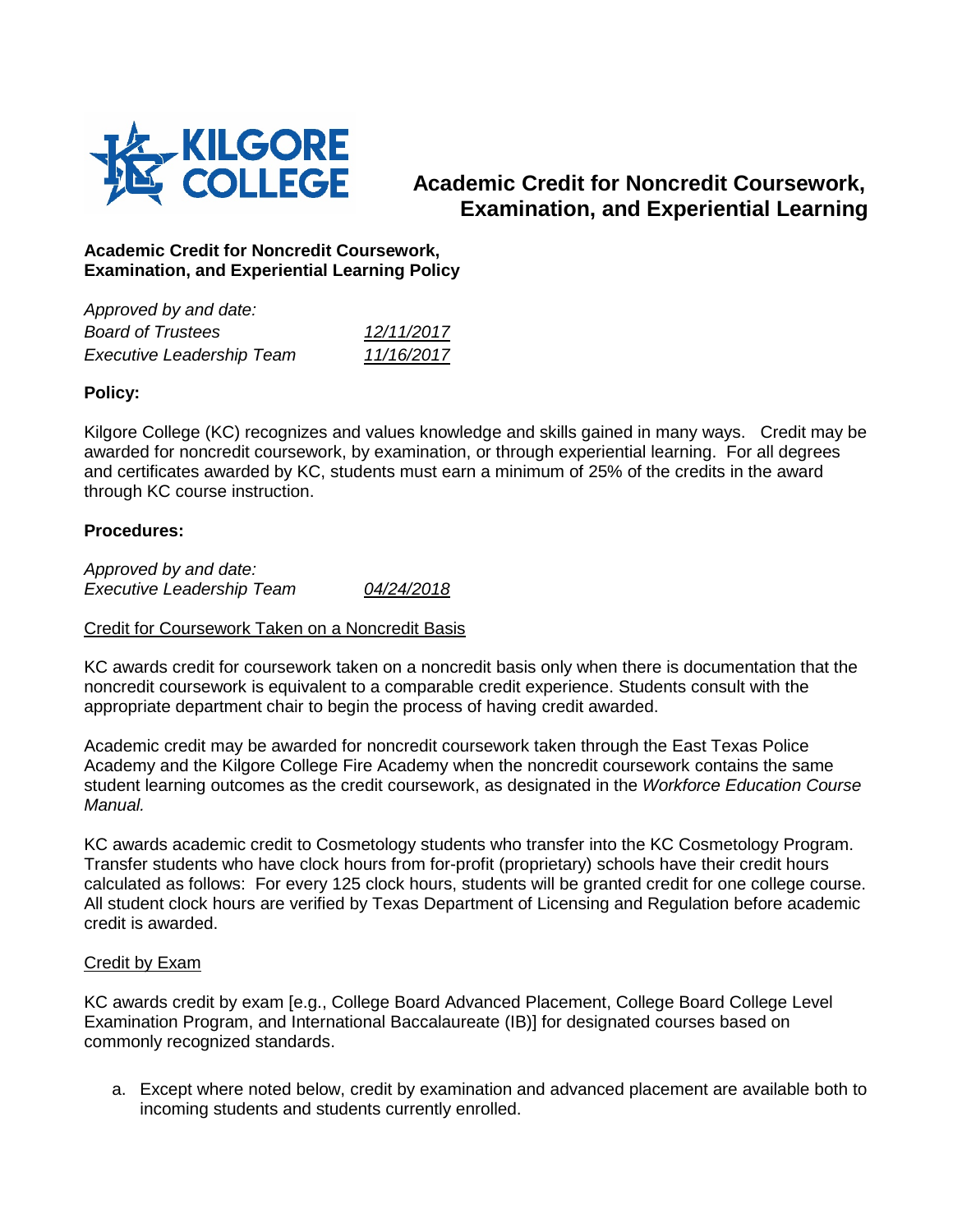# Academic Credit for Noncredit Coursework, Examination, and Experiential Learning

**Academic Credit for Noncredit Coursework, Examination, and Experiential Learning Policy**

*Approved by and date:*

| | |
|---|---|
| *Board of Trustees* | *12/11/2017* |
| *Executive Leadership Team* | *11/16/2017* |

**Policy:**

Kilgore College (KC) recognizes and values knowledge and skills gained in many ways. Credit may be awarded for noncredit coursework, by examination, or through experiential learning. For all degrees and certificates awarded by KC, students must earn a minimum of 25% of the credits in the award through KC course instruction.

**Procedures:**

*Approved by and date:*
*Executive Leadership Team* *04/24/2018*

Credit for Coursework Taken on a Noncredit Basis

KC awards credit for coursework taken on a noncredit basis only when there is documentation that the noncredit coursework is equivalent to a comparable credit experience. Students consult with the appropriate department chair to begin the process of having credit awarded.

Academic credit may be awarded for noncredit coursework taken through the East Texas Police Academy and the Kilgore College Fire Academy when the noncredit coursework contains the same student learning outcomes as the credit coursework, as designated in the *Workforce Education Course Manual.*

KC awards academic credit to Cosmetology students who transfer into the KC Cosmetology Program. Transfer students who have clock hours from for-profit (proprietary) schools have their credit hours calculated as follows: For every 125 clock hours, students will be granted credit for one college course. All student clock hours are verified by Texas Department of Licensing and Regulation before academic credit is awarded.

Credit by Exam

KC awards credit by exam [e.g., College Board Advanced Placement, College Board College Level Examination Program, and International Baccalaureate (IB)] for designated courses based on commonly recognized standards.

a. Except where noted below, credit by examination and advanced placement are available both to incoming students and students currently enrolled.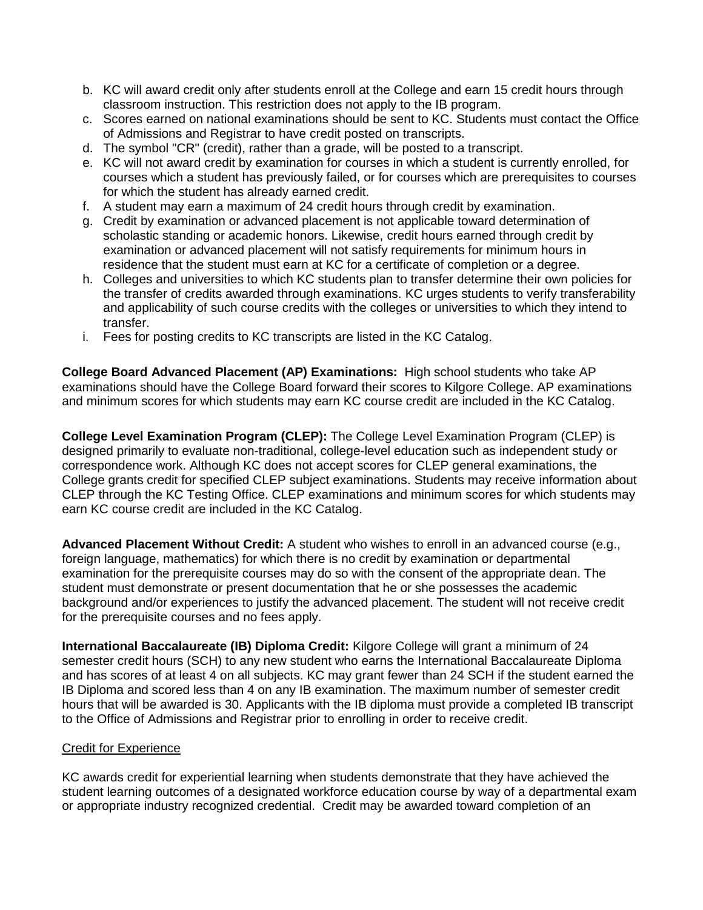b. KC will award credit only after students enroll at the College and earn 15 credit hours through classroom instruction. This restriction does not apply to the IB program.
c. Scores earned on national examinations should be sent to KC. Students must contact the Office of Admissions and Registrar to have credit posted on transcripts.
d. The symbol "CR" (credit), rather than a grade, will be posted to a transcript.
e. KC will not award credit by examination for courses in which a student is currently enrolled, for courses which a student has previously failed, or for courses which are prerequisites to courses for which the student has already earned credit.
f. A student may earn a maximum of 24 credit hours through credit by examination.
g. Credit by examination or advanced placement is not applicable toward determination of scholastic standing or academic honors. Likewise, credit hours earned through credit by examination or advanced placement will not satisfy requirements for minimum hours in residence that the student must earn at KC for a certificate of completion or a degree.
h. Colleges and universities to which KC students plan to transfer determine their own policies for the transfer of credits awarded through examinations. KC urges students to verify transferability and applicability of such course credits with the colleges or universities to which they intend to transfer.
i. Fees for posting credits to KC transcripts are listed in the KC Catalog.

**College Board Advanced Placement (AP) Examinations:** High school students who take AP examinations should have the College Board forward their scores to Kilgore College. AP examinations and minimum scores for which students may earn KC course credit are included in the KC Catalog.

**College Level Examination Program (CLEP):** The College Level Examination Program (CLEP) is designed primarily to evaluate non-traditional, college-level education such as independent study or correspondence work. Although KC does not accept scores for CLEP general examinations, the College grants credit for specified CLEP subject examinations. Students may receive information about CLEP through the KC Testing Office. CLEP examinations and minimum scores for which students may earn KC course credit are included in the KC Catalog.

**Advanced Placement Without Credit:** A student who wishes to enroll in an advanced course (e.g., foreign language, mathematics) for which there is no credit by examination or departmental examination for the prerequisite courses may do so with the consent of the appropriate dean. The student must demonstrate or present documentation that he or she possesses the academic background and/or experiences to justify the advanced placement. The student will not receive credit for the prerequisite courses and no fees apply.

**International Baccalaureate (IB) Diploma Credit:** Kilgore College will grant a minimum of 24 semester credit hours (SCH) to any new student who earns the International Baccalaureate Diploma and has scores of at least 4 on all subjects. KC may grant fewer than 24 SCH if the student earned the IB Diploma and scored less than 4 on any IB examination. The maximum number of semester credit hours that will be awarded is 30. Applicants with the IB diploma must provide a completed IB transcript to the Office of Admissions and Registrar prior to enrolling in order to receive credit.

<u>Credit for Experience</u>

KC awards credit for experiential learning when students demonstrate that they have achieved the student learning outcomes of a designated workforce education course by way of a departmental exam or appropriate industry recognized credential. Credit may be awarded toward completion of an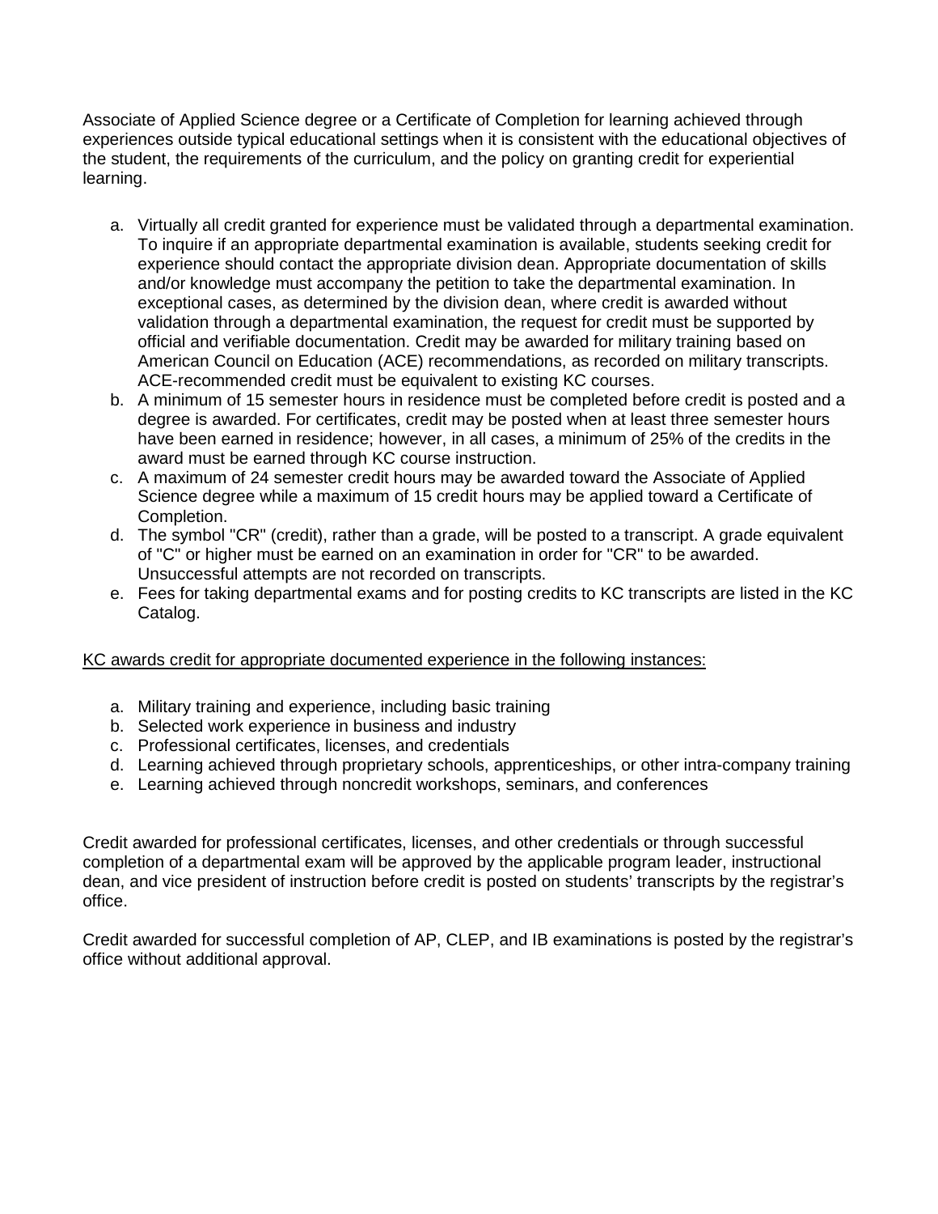Associate of Applied Science degree or a Certificate of Completion for learning achieved through experiences outside typical educational settings when it is consistent with the educational objectives of the student, the requirements of the curriculum, and the policy on granting credit for experiential learning.

a. Virtually all credit granted for experience must be validated through a departmental examination. To inquire if an appropriate departmental examination is available, students seeking credit for experience should contact the appropriate division dean. Appropriate documentation of skills and/or knowledge must accompany the petition to take the departmental examination. In exceptional cases, as determined by the division dean, where credit is awarded without validation through a departmental examination, the request for credit must be supported by official and verifiable documentation. Credit may be awarded for military training based on American Council on Education (ACE) recommendations, as recorded on military transcripts. ACE-recommended credit must be equivalent to existing KC courses.
b. A minimum of 15 semester hours in residence must be completed before credit is posted and a degree is awarded. For certificates, credit may be posted when at least three semester hours have been earned in residence; however, in all cases, a minimum of 25% of the credits in the award must be earned through KC course instruction.
c. A maximum of 24 semester credit hours may be awarded toward the Associate of Applied Science degree while a maximum of 15 credit hours may be applied toward a Certificate of Completion.
d. The symbol "CR" (credit), rather than a grade, will be posted to a transcript. A grade equivalent of "C" or higher must be earned on an examination in order for "CR" to be awarded. Unsuccessful attempts are not recorded on transcripts.
e. Fees for taking departmental exams and for posting credits to KC transcripts are listed in the KC Catalog.

<u>KC awards credit for appropriate documented experience in the following instances:</u>

a. Military training and experience, including basic training
b. Selected work experience in business and industry
c. Professional certificates, licenses, and credentials
d. Learning achieved through proprietary schools, apprenticeships, or other intra-company training
e. Learning achieved through noncredit workshops, seminars, and conferences

Credit awarded for professional certificates, licenses, and other credentials or through successful completion of a departmental exam will be approved by the applicable program leader, instructional dean, and vice president of instruction before credit is posted on students' transcripts by the registrar's office.

Credit awarded for successful completion of AP, CLEP, and IB examinations is posted by the registrar's office without additional approval.